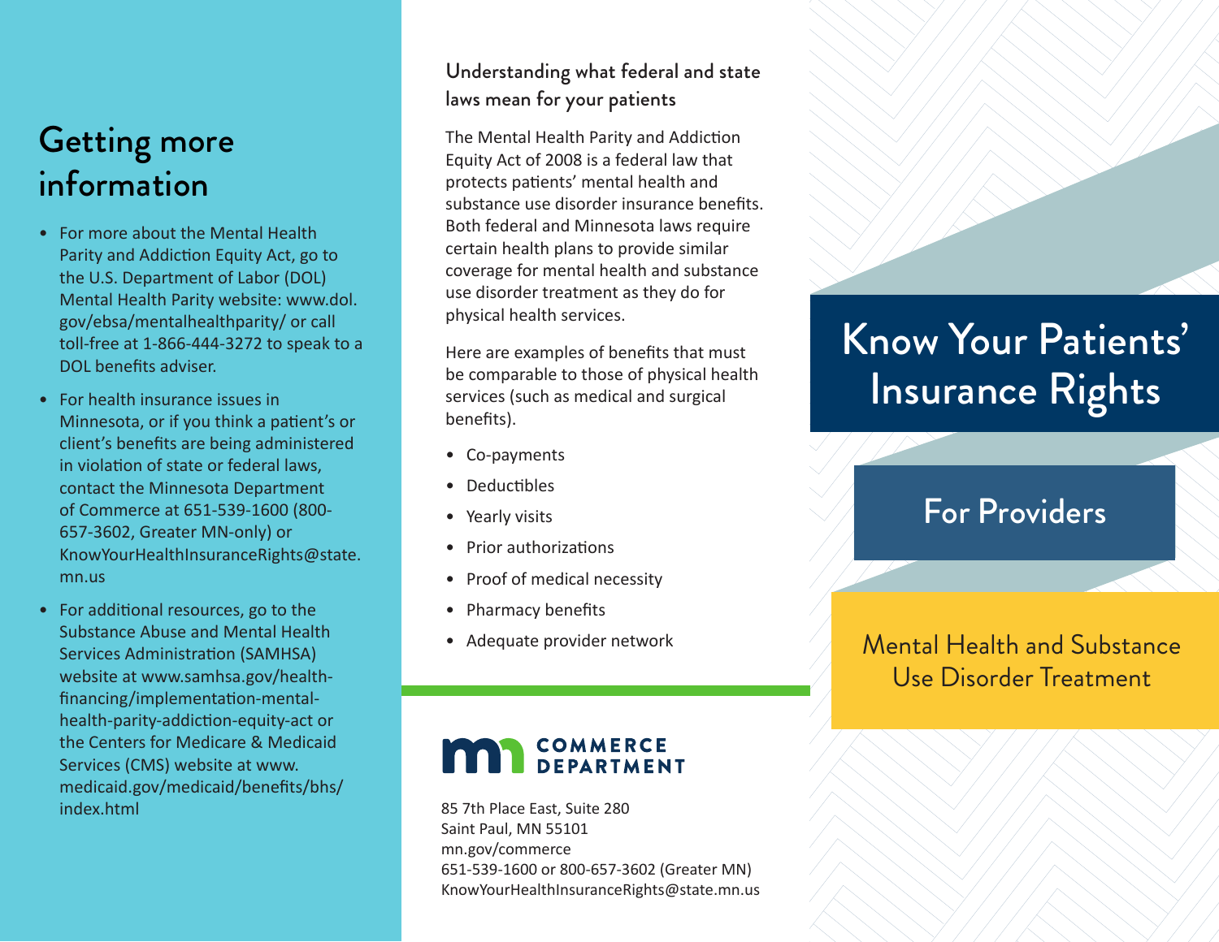# Know Your Patients' Insurance Rights

## For Providers

### Mental Health and Substance Use Disorder Treatment

## Understanding what federal and state laws mean for your patients

The Mental Health Parity and Addiction Equity Act of 2008 is a federal law that protects patients' mental health and substance use disorder insurance benefits. Both federal and Minnesota laws require certain health plans to provide similar coverage for mental health and substance use disorder treatment as they do for physical health services.

Here are examples of benefits that must be comparable to those of physical health services (such as medical and surgical benefits).

- Co-payments
- Deductibles
- Yearly visits
- Prior authorizations
- Proof of medical necessity
- Pharmacy benefits
- Adequate provider network

## Getting more information

- For more about the Mental Health Parity and Addiction Equity Act, go to the U.S. Department of Labor (DOL) Mental Health Parity website: www.dol.gov/ebsa/mentalhealthparity/ or call toll-free at 1-866-444-3272 to speak to a DOL benefits adviser.
- For health insurance issues in Minnesota, or if you think a patient's or client's benefits are being administered in violation of state or federal laws, contact the Minnesota Department of Commerce at 651-539-1600 (800-657-3602, Greater MN-only) or KnowYourHealthInsuranceRights@state.mn.us
- For additional resources, go to the Substance Abuse and Mental Health Services Administration (SAMHSA) website at www.samhsa.gov/health-financing/implementation-mental-health-parity-addiction-equity-act or the Centers for Medicare & Medicaid Services (CMS) website at www.medicaid.gov/medicaid/benefits/bhs/index.html

**mn COMMERCE DEPARTMENT**

85 7th Place East, Suite 280
Saint Paul, MN 55101
mn.gov/commerce
651-539-1600 or 800-657-3602 (Greater MN)
KnowYourHealthInsuranceRights@state.mn.us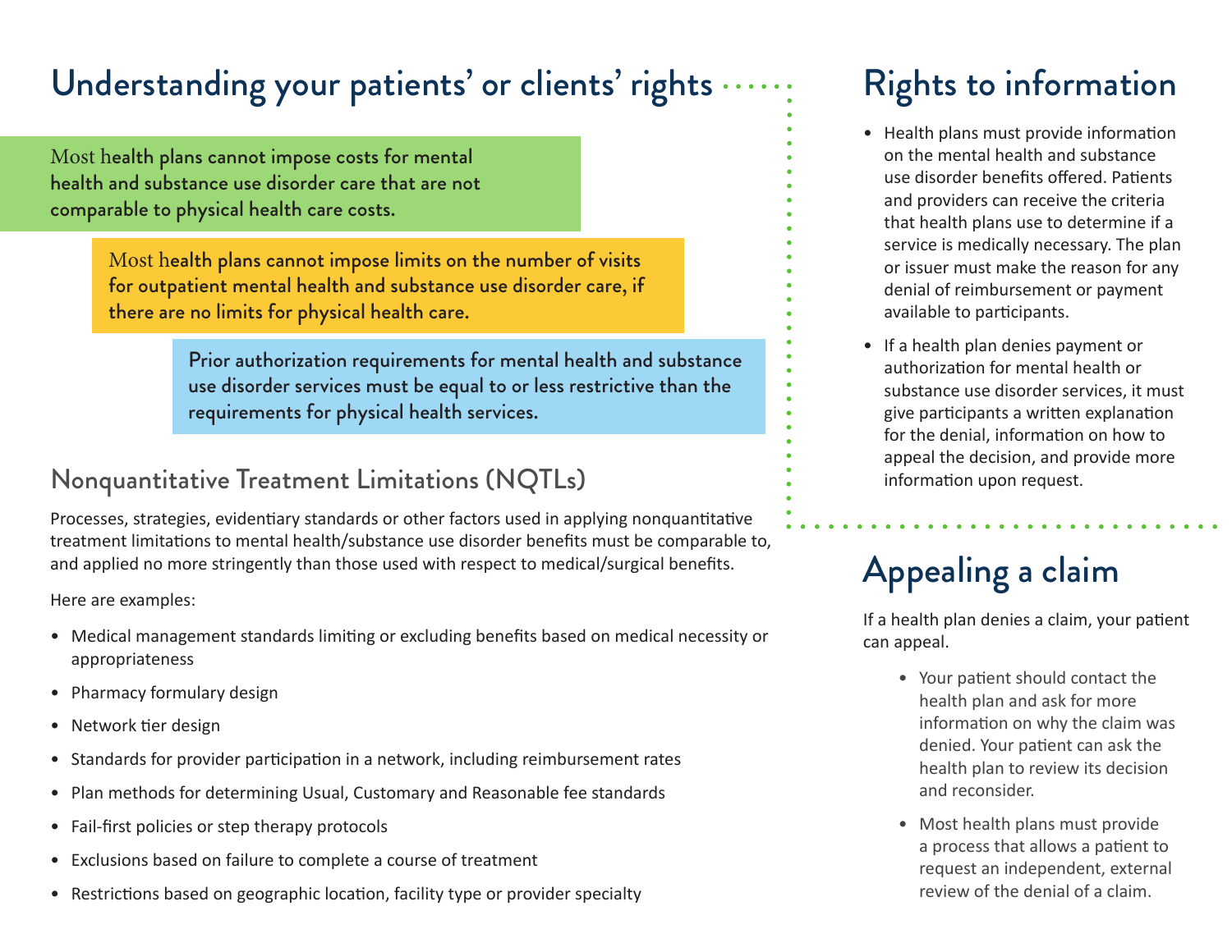# Understanding your patients' or clients' rights

**Most health plans cannot impose costs for mental health and substance use disorder care that are not comparable to physical health care costs.**

**Most health plans cannot impose limits on the number of visits for outpatient mental health and substance use disorder care, if there are no limits for physical health care.**

**Prior authorization requirements for mental health and substance use disorder services must be equal to or less restrictive than the requirements for physical health services.**

## Nonquantitative Treatment Limitations (NQTLs)

Processes, strategies, evidentiary standards or other factors used in applying nonquantitative treatment limitations to mental health/substance use disorder benefits must be comparable to, and applied no more stringently than those used with respect to medical/surgical benefits.

Here are examples:

- Medical management standards limiting or excluding benefits based on medical necessity or appropriateness
- Pharmacy formulary design
- Network tier design
- Standards for provider participation in a network, including reimbursement rates
- Plan methods for determining Usual, Customary and Reasonable fee standards
- Fail-first policies or step therapy protocols
- Exclusions based on failure to complete a course of treatment
- Restrictions based on geographic location, facility type or provider specialty

# Rights to information

- Health plans must provide information on the mental health and substance use disorder benefits offered. Patients and providers can receive the criteria that health plans use to determine if a service is medically necessary. The plan or issuer must make the reason for any denial of reimbursement or payment available to participants.
- If a health plan denies payment or authorization for mental health or substance use disorder services, it must give participants a written explanation for the denial, information on how to appeal the decision, and provide more information upon request.

# Appealing a claim

If a health plan denies a claim, your patient can appeal.

- Your patient should contact the health plan and ask for more information on why the claim was denied. Your patient can ask the health plan to review its decision and reconsider.
- Most health plans must provide a process that allows a patient to request an independent, external review of the denial of a claim.